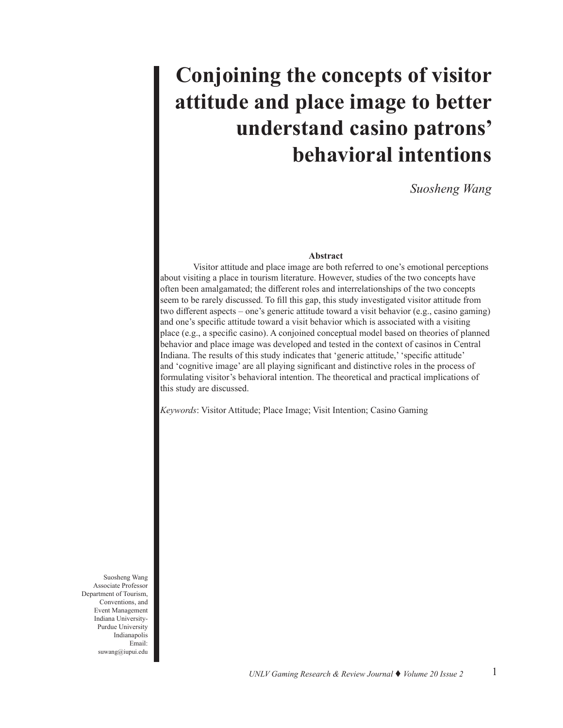# Conjoining the concepts of visitor attitude and place image to better understand casino patrons' behavioral intentions

*Suosheng Wang*

**Abstract**

Visitor attitude and place image are both referred to one's emotional perceptions about visiting a place in tourism literature. However, studies of the two concepts have often been amalgamated; the different roles and interrelationships of the two concepts seem to be rarely discussed. To fill this gap, this study investigated visitor attitude from two different aspects – one's generic attitude toward a visit behavior (e.g., casino gaming) and one's specific attitude toward a visit behavior which is associated with a visiting place (e.g., a specific casino). A conjoined conceptual model based on theories of planned behavior and place image was developed and tested in the context of casinos in Central Indiana. The results of this study indicates that 'generic attitude,' 'specific attitude' and 'cognitive image' are all playing significant and distinctive roles in the process of formulating visitor's behavioral intention. The theoretical and practical implications of this study are discussed.

*Keywords*: Visitor Attitude; Place Image; Visit Intention; Casino Gaming

Suosheng Wang
Associate Professor
Department of Tourism, Conventions, and Event Management
Indiana University-Purdue University Indianapolis
Email: suwang@iupui.edu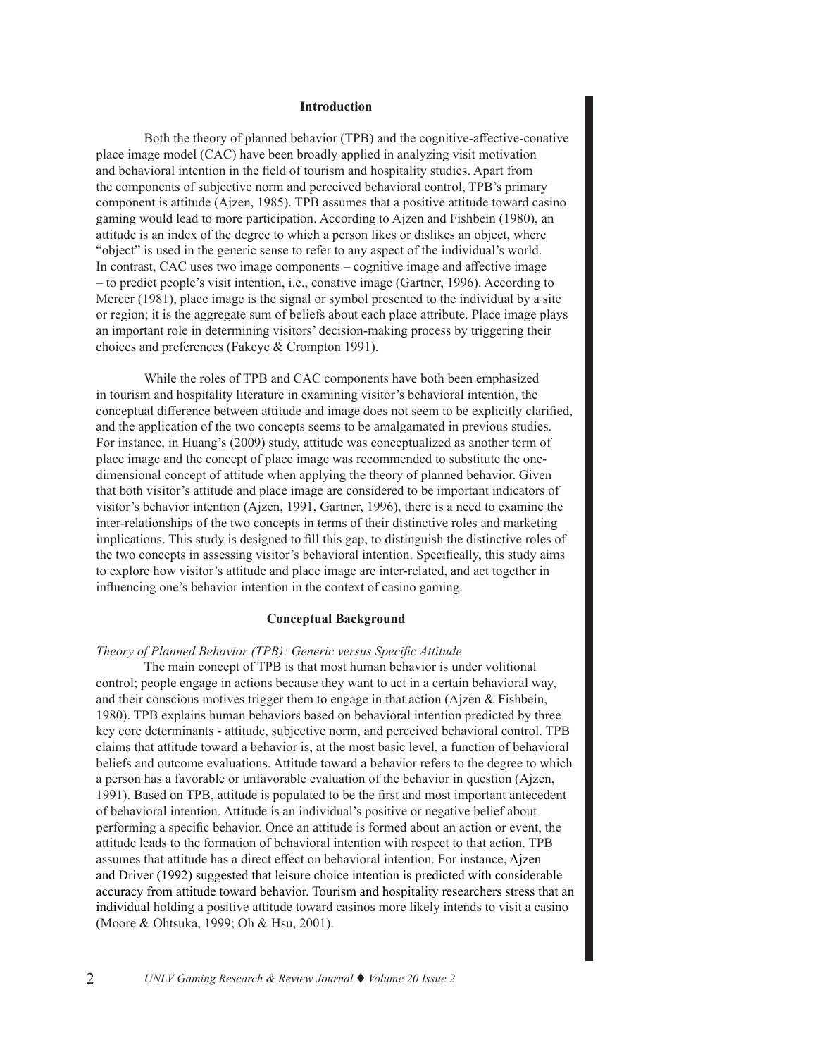## Introduction

Both the theory of planned behavior (TPB) and the cognitive-affective-conative place image model (CAC) have been broadly applied in analyzing visit motivation and behavioral intention in the field of tourism and hospitality studies. Apart from the components of subjective norm and perceived behavioral control, TPB's primary component is attitude (Ajzen, 1985). TPB assumes that a positive attitude toward casino gaming would lead to more participation. According to Ajzen and Fishbein (1980), an attitude is an index of the degree to which a person likes or dislikes an object, where "object" is used in the generic sense to refer to any aspect of the individual's world. In contrast, CAC uses two image components – cognitive image and affective image – to predict people's visit intention, i.e., conative image (Gartner, 1996). According to Mercer (1981), place image is the signal or symbol presented to the individual by a site or region; it is the aggregate sum of beliefs about each place attribute. Place image plays an important role in determining visitors' decision-making process by triggering their choices and preferences (Fakeye & Crompton 1991).

While the roles of TPB and CAC components have both been emphasized in tourism and hospitality literature in examining visitor's behavioral intention, the conceptual difference between attitude and image does not seem to be explicitly clarified, and the application of the two concepts seems to be amalgamated in previous studies. For instance, in Huang's (2009) study, attitude was conceptualized as another term of place image and the concept of place image was recommended to substitute the one-dimensional concept of attitude when applying the theory of planned behavior. Given that both visitor's attitude and place image are considered to be important indicators of visitor's behavior intention (Ajzen, 1991, Gartner, 1996), there is a need to examine the inter-relationships of the two concepts in terms of their distinctive roles and marketing implications. This study is designed to fill this gap, to distinguish the distinctive roles of the two concepts in assessing visitor's behavioral intention. Specifically, this study aims to explore how visitor's attitude and place image are inter-related, and act together in influencing one's behavior intention in the context of casino gaming.

## Conceptual Background

*Theory of Planned Behavior (TPB): Generic versus Specific Attitude*

The main concept of TPB is that most human behavior is under volitional control; people engage in actions because they want to act in a certain behavioral way, and their conscious motives trigger them to engage in that action (Ajzen & Fishbein, 1980). TPB explains human behaviors based on behavioral intention predicted by three key core determinants - attitude, subjective norm, and perceived behavioral control. TPB claims that attitude toward a behavior is, at the most basic level, a function of behavioral beliefs and outcome evaluations. Attitude toward a behavior refers to the degree to which a person has a favorable or unfavorable evaluation of the behavior in question (Ajzen, 1991). Based on TPB, attitude is populated to be the first and most important antecedent of behavioral intention. Attitude is an individual's positive or negative belief about performing a specific behavior. Once an attitude is formed about an action or event, the attitude leads to the formation of behavioral intention with respect to that action. TPB assumes that attitude has a direct effect on behavioral intention. For instance, Ajzen and Driver (1992) suggested that leisure choice intention is predicted with considerable accuracy from attitude toward behavior. Tourism and hospitality researchers stress that an individual holding a positive attitude toward casinos more likely intends to visit a casino (Moore & Ohtsuka, 1999; Oh & Hsu, 2001).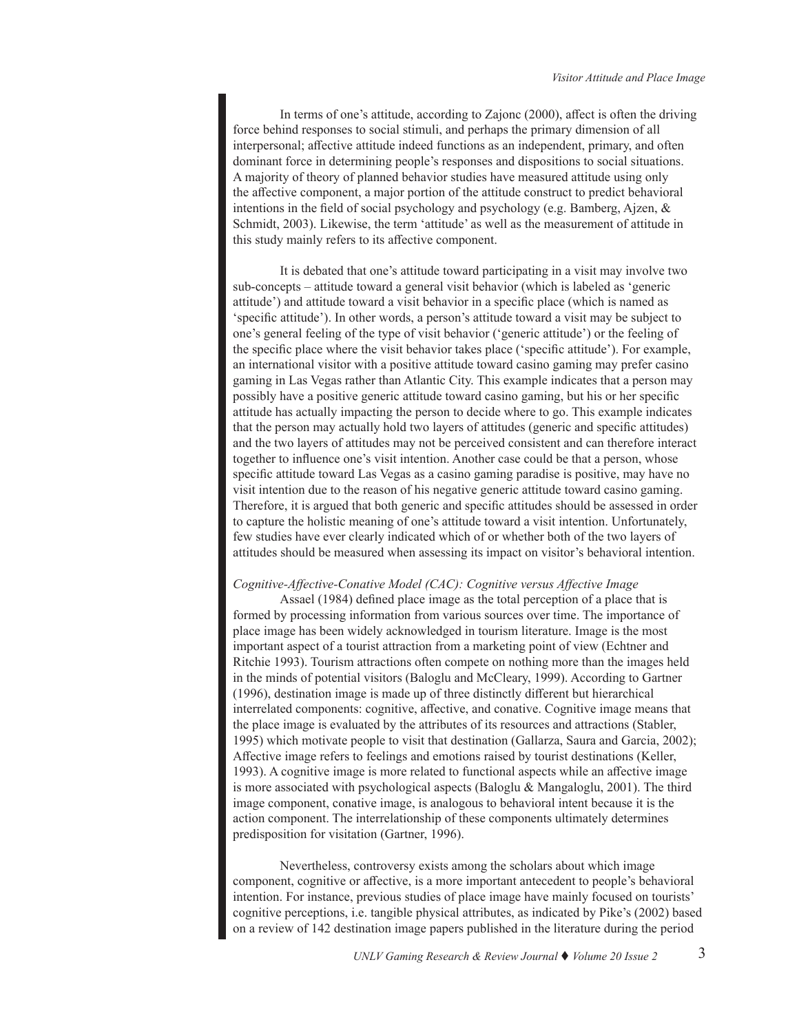In terms of one's attitude, according to Zajonc (2000), affect is often the driving force behind responses to social stimuli, and perhaps the primary dimension of all interpersonal; affective attitude indeed functions as an independent, primary, and often dominant force in determining people's responses and dispositions to social situations. A majority of theory of planned behavior studies have measured attitude using only the affective component, a major portion of the attitude construct to predict behavioral intentions in the field of social psychology and psychology (e.g. Bamberg, Ajzen, & Schmidt, 2003). Likewise, the term 'attitude' as well as the measurement of attitude in this study mainly refers to its affective component.

It is debated that one's attitude toward participating in a visit may involve two sub-concepts – attitude toward a general visit behavior (which is labeled as 'generic attitude') and attitude toward a visit behavior in a specific place (which is named as 'specific attitude'). In other words, a person's attitude toward a visit may be subject to one's general feeling of the type of visit behavior ('generic attitude') or the feeling of the specific place where the visit behavior takes place ('specific attitude'). For example, an international visitor with a positive attitude toward casino gaming may prefer casino gaming in Las Vegas rather than Atlantic City. This example indicates that a person may possibly have a positive generic attitude toward casino gaming, but his or her specific attitude has actually impacting the person to decide where to go. This example indicates that the person may actually hold two layers of attitudes (generic and specific attitudes) and the two layers of attitudes may not be perceived consistent and can therefore interact together to influence one's visit intention. Another case could be that a person, whose specific attitude toward Las Vegas as a casino gaming paradise is positive, may have no visit intention due to the reason of his negative generic attitude toward casino gaming. Therefore, it is argued that both generic and specific attitudes should be assessed in order to capture the holistic meaning of one's attitude toward a visit intention. Unfortunately, few studies have ever clearly indicated which of or whether both of the two layers of attitudes should be measured when assessing its impact on visitor's behavioral intention.

*Cognitive-Affective-Conative Model (CAC): Cognitive versus Affective Image*

Assael (1984) defined place image as the total perception of a place that is formed by processing information from various sources over time. The importance of place image has been widely acknowledged in tourism literature. Image is the most important aspect of a tourist attraction from a marketing point of view (Echtner and Ritchie 1993). Tourism attractions often compete on nothing more than the images held in the minds of potential visitors (Baloglu and McCleary, 1999). According to Gartner (1996), destination image is made up of three distinctly different but hierarchical interrelated components: cognitive, affective, and conative. Cognitive image means that the place image is evaluated by the attributes of its resources and attractions (Stabler, 1995) which motivate people to visit that destination (Gallarza, Saura and Garcia, 2002); Affective image refers to feelings and emotions raised by tourist destinations (Keller, 1993). A cognitive image is more related to functional aspects while an affective image is more associated with psychological aspects (Baloglu & Mangaloglu, 2001). The third image component, conative image, is analogous to behavioral intent because it is the action component. The interrelationship of these components ultimately determines predisposition for visitation (Gartner, 1996).

Nevertheless, controversy exists among the scholars about which image component, cognitive or affective, is a more important antecedent to people's behavioral intention. For instance, previous studies of place image have mainly focused on tourists' cognitive perceptions, i.e. tangible physical attributes, as indicated by Pike's (2002) based on a review of 142 destination image papers published in the literature during the period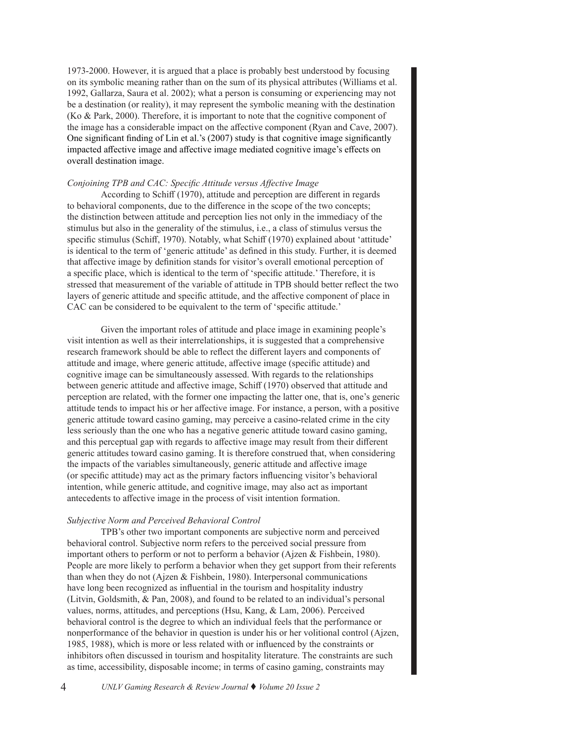1973-2000. However, it is argued that a place is probably best understood by focusing on its symbolic meaning rather than on the sum of its physical attributes (Williams et al. 1992, Gallarza, Saura et al. 2002); what a person is consuming or experiencing may not be a destination (or reality), it may represent the symbolic meaning with the destination (Ko & Park, 2000). Therefore, it is important to note that the cognitive component of the image has a considerable impact on the affective component (Ryan and Cave, 2007). One significant finding of Lin et al.'s (2007) study is that cognitive image significantly impacted affective image and affective image mediated cognitive image's effects on overall destination image.

*Conjoining TPB and CAC: Specific Attitude versus Affective Image*

According to Schiff (1970), attitude and perception are different in regards to behavioral components, due to the difference in the scope of the two concepts; the distinction between attitude and perception lies not only in the immediacy of the stimulus but also in the generality of the stimulus, i.e., a class of stimulus versus the specific stimulus (Schiff, 1970). Notably, what Schiff (1970) explained about 'attitude' is identical to the term of 'generic attitude' as defined in this study. Further, it is deemed that affective image by definition stands for visitor's overall emotional perception of a specific place, which is identical to the term of 'specific attitude.' Therefore, it is stressed that measurement of the variable of attitude in TPB should better reflect the two layers of generic attitude and specific attitude, and the affective component of place in CAC can be considered to be equivalent to the term of 'specific attitude.'

Given the important roles of attitude and place image in examining people's visit intention as well as their interrelationships, it is suggested that a comprehensive research framework should be able to reflect the different layers and components of attitude and image, where generic attitude, affective image (specific attitude) and cognitive image can be simultaneously assessed. With regards to the relationships between generic attitude and affective image, Schiff (1970) observed that attitude and perception are related, with the former one impacting the latter one, that is, one's generic attitude tends to impact his or her affective image. For instance, a person, with a positive generic attitude toward casino gaming, may perceive a casino-related crime in the city less seriously than the one who has a negative generic attitude toward casino gaming, and this perceptual gap with regards to affective image may result from their different generic attitudes toward casino gaming. It is therefore construed that, when considering the impacts of the variables simultaneously, generic attitude and affective image (or specific attitude) may act as the primary factors influencing visitor's behavioral intention, while generic attitude, and cognitive image, may also act as important antecedents to affective image in the process of visit intention formation.

*Subjective Norm and Perceived Behavioral Control*

TPB's other two important components are subjective norm and perceived behavioral control. Subjective norm refers to the perceived social pressure from important others to perform or not to perform a behavior (Ajzen & Fishbein, 1980). People are more likely to perform a behavior when they get support from their referents than when they do not (Ajzen & Fishbein, 1980). Interpersonal communications have long been recognized as influential in the tourism and hospitality industry (Litvin, Goldsmith, & Pan, 2008), and found to be related to an individual's personal values, norms, attitudes, and perceptions (Hsu, Kang, & Lam, 2006). Perceived behavioral control is the degree to which an individual feels that the performance or nonperformance of the behavior in question is under his or her volitional control (Ajzen, 1985, 1988), which is more or less related with or influenced by the constraints or inhibitors often discussed in tourism and hospitality literature. The constraints are such as time, accessibility, disposable income; in terms of casino gaming, constraints may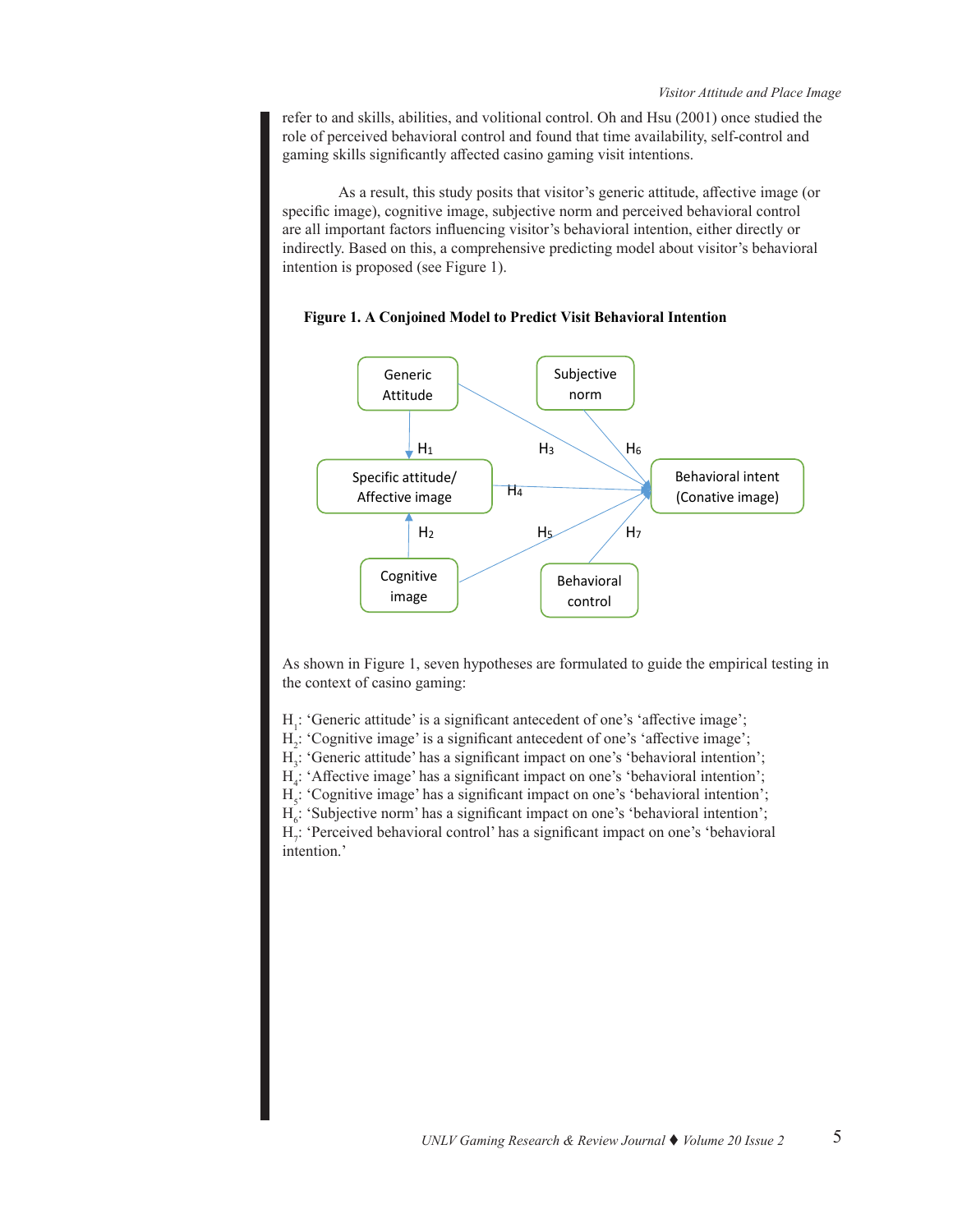refer to and skills, abilities, and volitional control. Oh and Hsu (2001) once studied the role of perceived behavioral control and found that time availability, self-control and gaming skills significantly affected casino gaming visit intentions.

As a result, this study posits that visitor's generic attitude, affective image (or specific image), cognitive image, subjective norm and perceived behavioral control are all important factors influencing visitor's behavioral intention, either directly or indirectly. Based on this, a comprehensive predicting model about visitor's behavioral intention is proposed (see Figure 1).

**Figure 1. A Conjoined Model to Predict Visit Behavioral Intention**

As shown in Figure 1, seven hypotheses are formulated to guide the empirical testing in the context of casino gaming:

$H_1$: 'Generic attitude' is a significant antecedent of one's 'affective image';
$H_2$: 'Cognitive image' is a significant antecedent of one's 'affective image';
$H_3$: 'Generic attitude' has a significant impact on one's 'behavioral intention';
$H_4$: 'Affective image' has a significant impact on one's 'behavioral intention';
$H_5$: 'Cognitive image' has a significant impact on one's 'behavioral intention';
$H_6$: 'Subjective norm' has a significant impact on one's 'behavioral intention';
$H_7$: 'Perceived behavioral control' has a significant impact on one's 'behavioral intention.'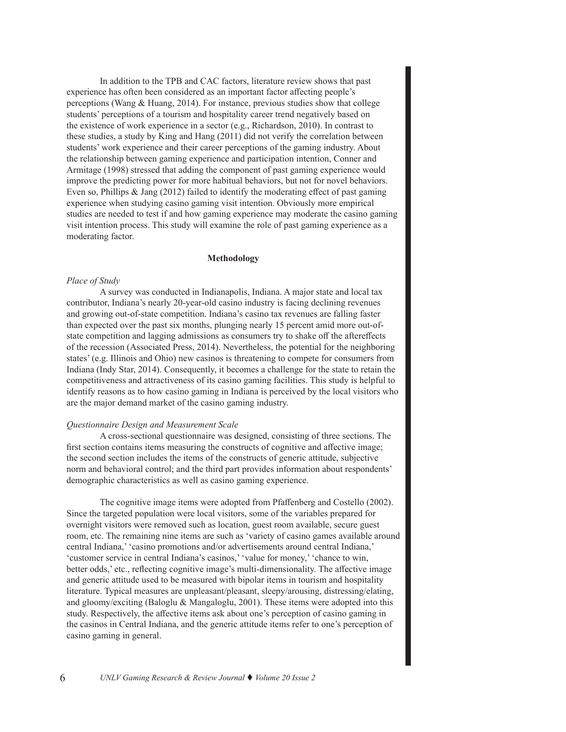In addition to the TPB and CAC factors, literature review shows that past experience has often been considered as an important factor affecting people's perceptions (Wang & Huang, 2014). For instance, previous studies show that college students' perceptions of a tourism and hospitality career trend negatively based on the existence of work experience in a sector (e.g., Richardson, 2010). In contrast to these studies, a study by King and Hang (2011) did not verify the correlation between students' work experience and their career perceptions of the gaming industry. About the relationship between gaming experience and participation intention, Conner and Armitage (1998) stressed that adding the component of past gaming experience would improve the predicting power for more habitual behaviors, but not for novel behaviors. Even so, Phillips & Jang (2012) failed to identify the moderating effect of past gaming experience when studying casino gaming visit intention. Obviously more empirical studies are needed to test if and how gaming experience may moderate the casino gaming visit intention process. This study will examine the role of past gaming experience as a moderating factor.

## Methodology

### *Place of Study*

A survey was conducted in Indianapolis, Indiana. A major state and local tax contributor, Indiana's nearly 20-year-old casino industry is facing declining revenues and growing out-of-state competition. Indiana's casino tax revenues are falling faster than expected over the past six months, plunging nearly 15 percent amid more out-of-state competition and lagging admissions as consumers try to shake off the aftereffects of the recession (Associated Press, 2014). Nevertheless, the potential for the neighboring states' (e.g. Illinois and Ohio) new casinos is threatening to compete for consumers from Indiana (Indy Star, 2014). Consequently, it becomes a challenge for the state to retain the competitiveness and attractiveness of its casino gaming facilities. This study is helpful to identify reasons as to how casino gaming in Indiana is perceived by the local visitors who are the major demand market of the casino gaming industry.

### *Questionnaire Design and Measurement Scale*

A cross-sectional questionnaire was designed, consisting of three sections. The first section contains items measuring the constructs of cognitive and affective image; the second section includes the items of the constructs of generic attitude, subjective norm and behavioral control; and the third part provides information about respondents' demographic characteristics as well as casino gaming experience.

The cognitive image items were adopted from Pfaffenberg and Costello (2002). Since the targeted population were local visitors, some of the variables prepared for overnight visitors were removed such as location, guest room available, secure guest room, etc. The remaining nine items are such as 'variety of casino games available around central Indiana,' 'casino promotions and/or advertisements around central Indiana,' 'customer service in central Indiana's casinos,' 'value for money,' 'chance to win, better odds,' etc., reflecting cognitive image's multi-dimensionality. The affective image and generic attitude used to be measured with bipolar items in tourism and hospitality literature. Typical measures are unpleasant/pleasant, sleepy/arousing, distressing/elating, and gloomy/exciting (Baloglu & Mangaloglu, 2001). These items were adopted into this study. Respectively, the affective items ask about one's perception of casino gaming in the casinos in Central Indiana, and the generic attitude items refer to one's perception of casino gaming in general.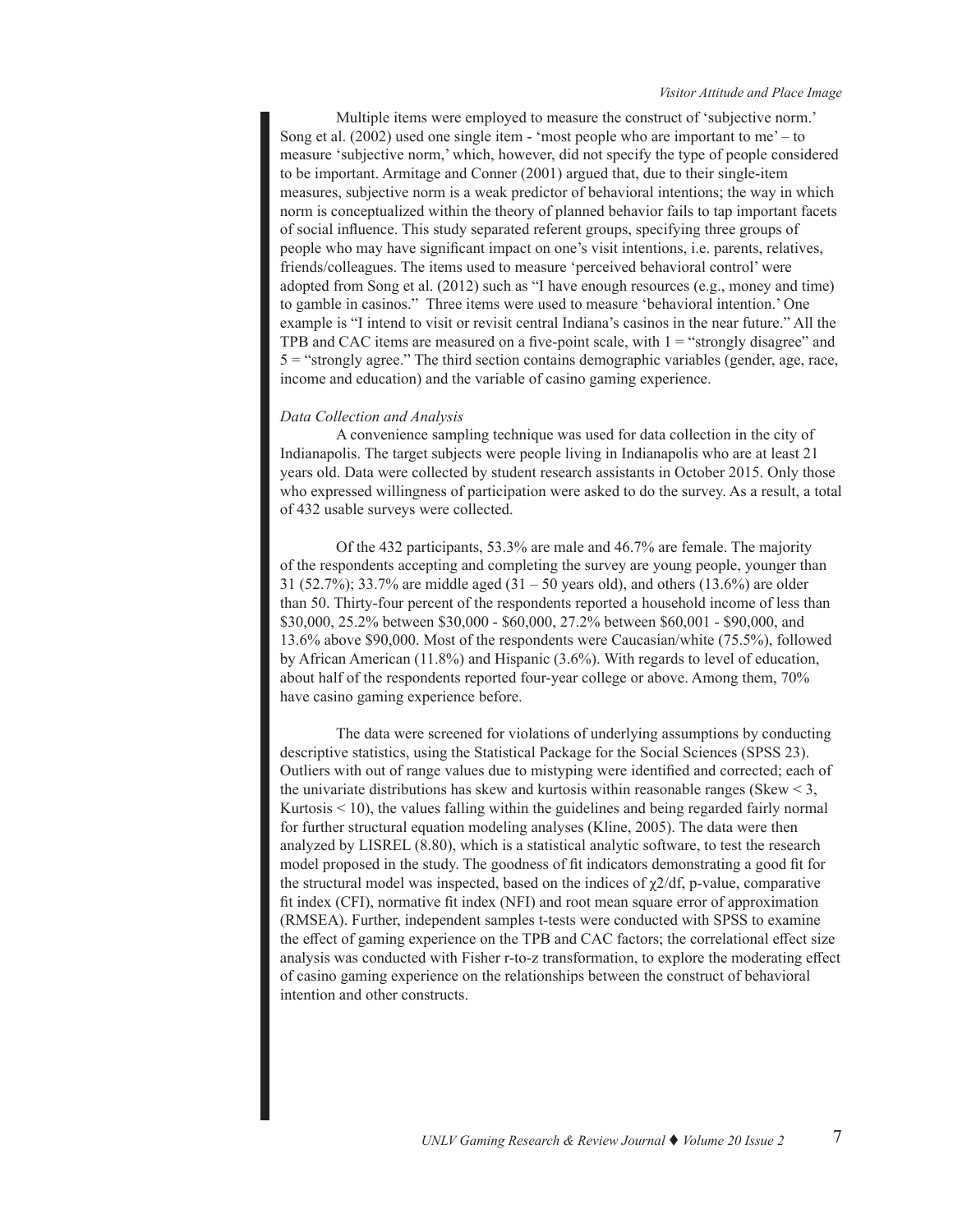Multiple items were employed to measure the construct of 'subjective norm.' Song et al. (2002) used one single item - 'most people who are important to me' – to measure 'subjective norm,' which, however, did not specify the type of people considered to be important. Armitage and Conner (2001) argued that, due to their single-item measures, subjective norm is a weak predictor of behavioral intentions; the way in which norm is conceptualized within the theory of planned behavior fails to tap important facets of social influence. This study separated referent groups, specifying three groups of people who may have significant impact on one's visit intentions, i.e. parents, relatives, friends/colleagues. The items used to measure 'perceived behavioral control' were adopted from Song et al. (2012) such as "I have enough resources (e.g., money and time) to gamble in casinos." Three items were used to measure 'behavioral intention.' One example is "I intend to visit or revisit central Indiana's casinos in the near future." All the TPB and CAC items are measured on a five-point scale, with 1 = "strongly disagree" and 5 = "strongly agree." The third section contains demographic variables (gender, age, race, income and education) and the variable of casino gaming experience.

*Data Collection and Analysis*

A convenience sampling technique was used for data collection in the city of Indianapolis. The target subjects were people living in Indianapolis who are at least 21 years old. Data were collected by student research assistants in October 2015. Only those who expressed willingness of participation were asked to do the survey. As a result, a total of 432 usable surveys were collected.

Of the 432 participants, 53.3% are male and 46.7% are female. The majority of the respondents accepting and completing the survey are young people, younger than 31 (52.7%); 33.7% are middle aged (31 – 50 years old), and others (13.6%) are older than 50. Thirty-four percent of the respondents reported a household income of less than \$30,000, 25.2% between \$30,000 - \$60,000, 27.2% between \$60,001 - \$90,000, and 13.6% above \$90,000. Most of the respondents were Caucasian/white (75.5%), followed by African American (11.8%) and Hispanic (3.6%). With regards to level of education, about half of the respondents reported four-year college or above. Among them, 70% have casino gaming experience before.

The data were screened for violations of underlying assumptions by conducting descriptive statistics, using the Statistical Package for the Social Sciences (SPSS 23). Outliers with out of range values due to mistyping were identified and corrected; each of the univariate distributions has skew and kurtosis within reasonable ranges (Skew < 3, Kurtosis < 10), the values falling within the guidelines and being regarded fairly normal for further structural equation modeling analyses (Kline, 2005). The data were then analyzed by LISREL (8.80), which is a statistical analytic software, to test the research model proposed in the study. The goodness of fit indicators demonstrating a good fit for the structural model was inspected, based on the indices of $\chi 2/df$, p-value, comparative fit index (CFI), normative fit index (NFI) and root mean square error of approximation (RMSEA). Further, independent samples t-tests were conducted with SPSS to examine the effect of gaming experience on the TPB and CAC factors; the correlational effect size analysis was conducted with Fisher r-to-z transformation, to explore the moderating effect of casino gaming experience on the relationships between the construct of behavioral intention and other constructs.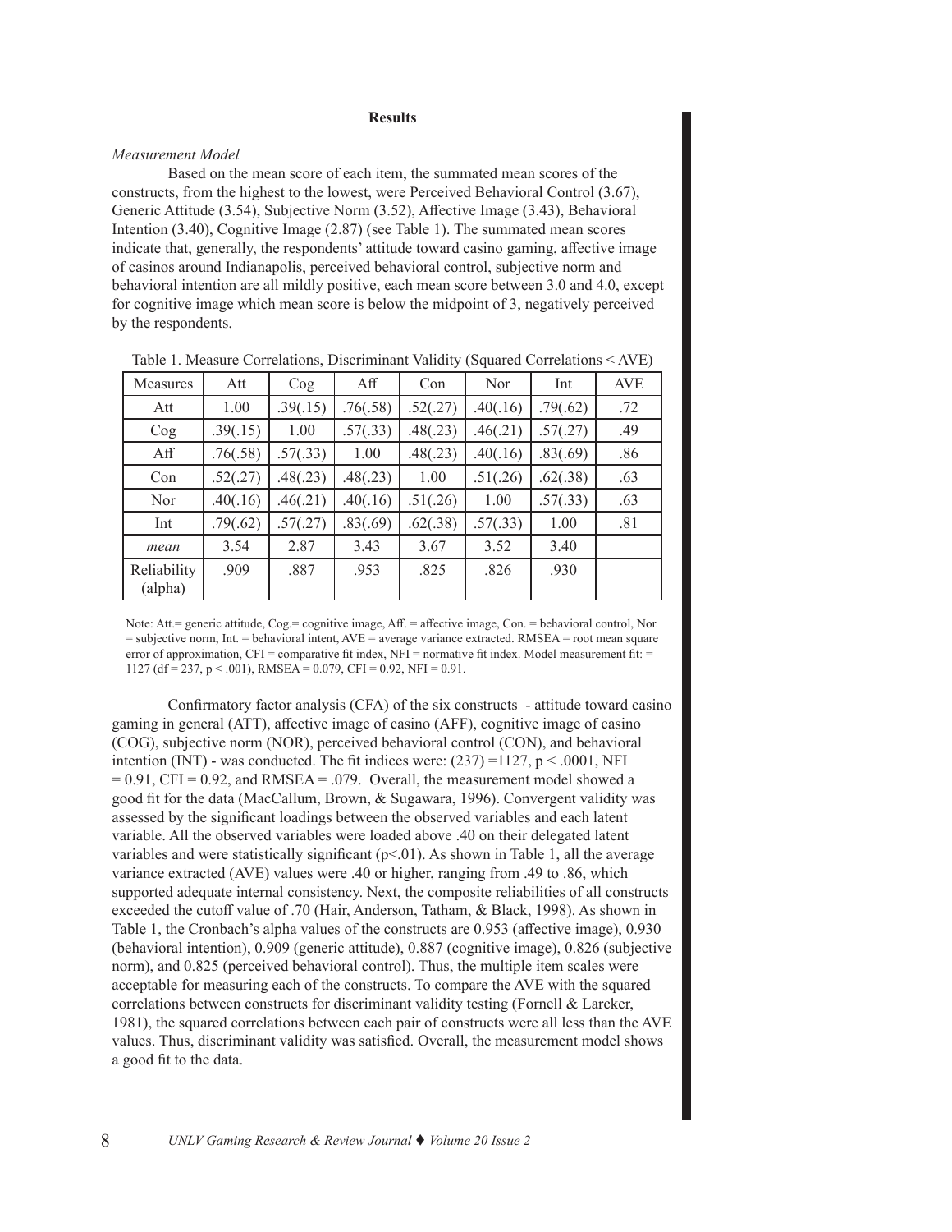## Results

### *Measurement Model*

Based on the mean score of each item, the summated mean scores of the constructs, from the highest to the lowest, were Perceived Behavioral Control (3.67), Generic Attitude (3.54), Subjective Norm (3.52), Affective Image (3.43), Behavioral Intention (3.40), Cognitive Image (2.87) (see Table 1). The summated mean scores indicate that, generally, the respondents' attitude toward casino gaming, affective image of casinos around Indianapolis, perceived behavioral control, subjective norm and behavioral intention are all mildly positive, each mean score between 3.0 and 4.0, except for cognitive image which mean score is below the midpoint of 3, negatively perceived by the respondents.

Table 1. Measure Correlations, Discriminant Validity (Squared Correlations < AVE)

| Measures | Att | Cog | Aff | Con | Nor | Int | AVE |
|---|---|---|---|---|---|---|---|
| Att | 1.00 | .39(.15) | .76(.58) | .52(.27) | .40(.16) | .79(.62) | .72 |
| Cog | .39(.15) | 1.00 | .57(.33) | .48(.23) | .46(.21) | .57(.27) | .49 |
| Aff | .76(.58) | .57(.33) | 1.00 | .48(.23) | .40(.16) | .83(.69) | .86 |
| Con | .52(.27) | .48(.23) | .48(.23) | 1.00 | .51(.26) | .62(.38) | .63 |
| Nor | .40(.16) | .46(.21) | .40(.16) | .51(.26) | 1.00 | .57(.33) | .63 |
| Int | .79(.62) | .57(.27) | .83(.69) | .62(.38) | .57(.33) | 1.00 | .81 |
| *mean* | 3.54 | 2.87 | 3.43 | 3.67 | 3.52 | 3.40 | |
| Reliability (alpha) | .909 | .887 | .953 | .825 | .826 | .930 | |

Note: Att.= generic attitude, Cog.= cognitive image, Aff. = affective image, Con. = behavioral control, Nor. = subjective norm, Int. = behavioral intent, AVE = average variance extracted. RMSEA = root mean square error of approximation, CFI = comparative fit index, NFI = normative fit index. Model measurement fit: = 1127 (df = 237, $p < .001$), RMSEA = 0.079, CFI = 0.92, NFI = 0.91.

Confirmatory factor analysis (CFA) of the six constructs - attitude toward casino gaming in general (ATT), affective image of casino (AFF), cognitive image of casino (COG), subjective norm (NOR), perceived behavioral control (CON), and behavioral intention (INT) - was conducted. The fit indices were: (237) =1127, $p < .0001$, NFI = 0.91, CFI = 0.92, and RMSEA = .079. Overall, the measurement model showed a good fit for the data (MacCallum, Brown, & Sugawara, 1996). Convergent validity was assessed by the significant loadings between the observed variables and each latent variable. All the observed variables were loaded above .40 on their delegated latent variables and were statistically significant ($p<.01$). As shown in Table 1, all the average variance extracted (AVE) values were .40 or higher, ranging from .49 to .86, which supported adequate internal consistency. Next, the composite reliabilities of all constructs exceeded the cutoff value of .70 (Hair, Anderson, Tatham, & Black, 1998). As shown in Table 1, the Cronbach's alpha values of the constructs are 0.953 (affective image), 0.930 (behavioral intention), 0.909 (generic attitude), 0.887 (cognitive image), 0.826 (subjective norm), and 0.825 (perceived behavioral control). Thus, the multiple item scales were acceptable for measuring each of the constructs. To compare the AVE with the squared correlations between constructs for discriminant validity testing (Fornell & Larcker, 1981), the squared correlations between each pair of constructs were all less than the AVE values. Thus, discriminant validity was satisfied. Overall, the measurement model shows a good fit to the data.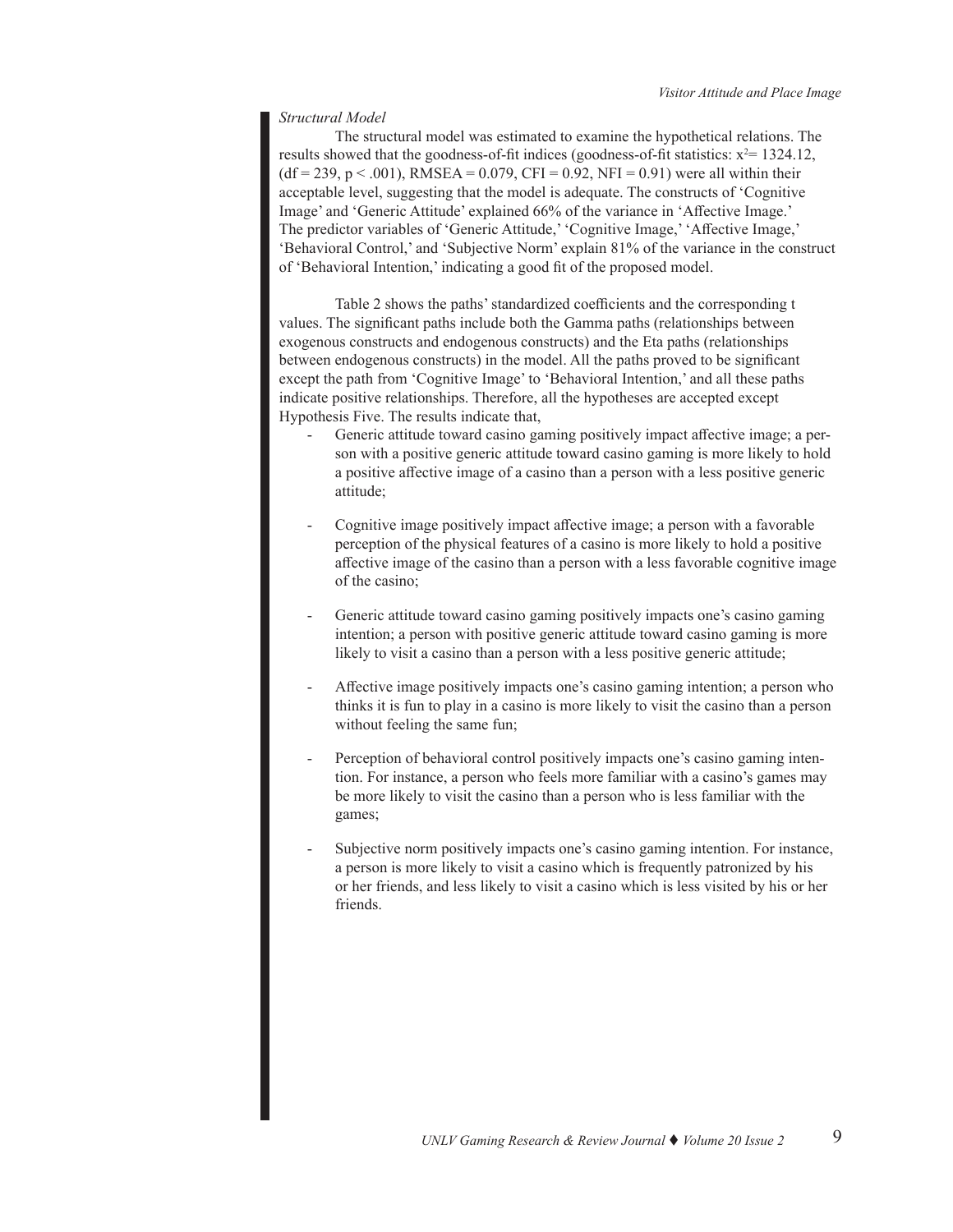*Structural Model*

The structural model was estimated to examine the hypothetical relations. The results showed that the goodness-of-fit indices (goodness-of-fit statistics: $x^2 = 1324.12$, ($df = 239$, $p < .001$), RMSEA = 0.079, CFI = 0.92, NFI = 0.91) were all within their acceptable level, suggesting that the model is adequate. The constructs of 'Cognitive Image' and 'Generic Attitude' explained 66% of the variance in 'Affective Image.' The predictor variables of 'Generic Attitude,' 'Cognitive Image,' 'Affective Image,' 'Behavioral Control,' and 'Subjective Norm' explain 81% of the variance in the construct of 'Behavioral Intention,' indicating a good fit of the proposed model.

Table 2 shows the paths' standardized coefficients and the corresponding t values. The significant paths include both the Gamma paths (relationships between exogenous constructs and endogenous constructs) and the Eta paths (relationships between endogenous constructs) in the model. All the paths proved to be significant except the path from 'Cognitive Image' to 'Behavioral Intention,' and all these paths indicate positive relationships. Therefore, all the hypotheses are accepted except Hypothesis Five. The results indicate that,

- Generic attitude toward casino gaming positively impact affective image; a person with a positive generic attitude toward casino gaming is more likely to hold a positive affective image of a casino than a person with a less positive generic attitude;

- Cognitive image positively impact affective image; a person with a favorable perception of the physical features of a casino is more likely to hold a positive affective image of the casino than a person with a less favorable cognitive image of the casino;

- Generic attitude toward casino gaming positively impacts one's casino gaming intention; a person with positive generic attitude toward casino gaming is more likely to visit a casino than a person with a less positive generic attitude;

- Affective image positively impacts one's casino gaming intention; a person who thinks it is fun to play in a casino is more likely to visit the casino than a person without feeling the same fun;

- Perception of behavioral control positively impacts one's casino gaming intention. For instance, a person who feels more familiar with a casino's games may be more likely to visit the casino than a person who is less familiar with the games;

- Subjective norm positively impacts one's casino gaming intention. For instance, a person is more likely to visit a casino which is frequently patronized by his or her friends, and less likely to visit a casino which is less visited by his or her friends.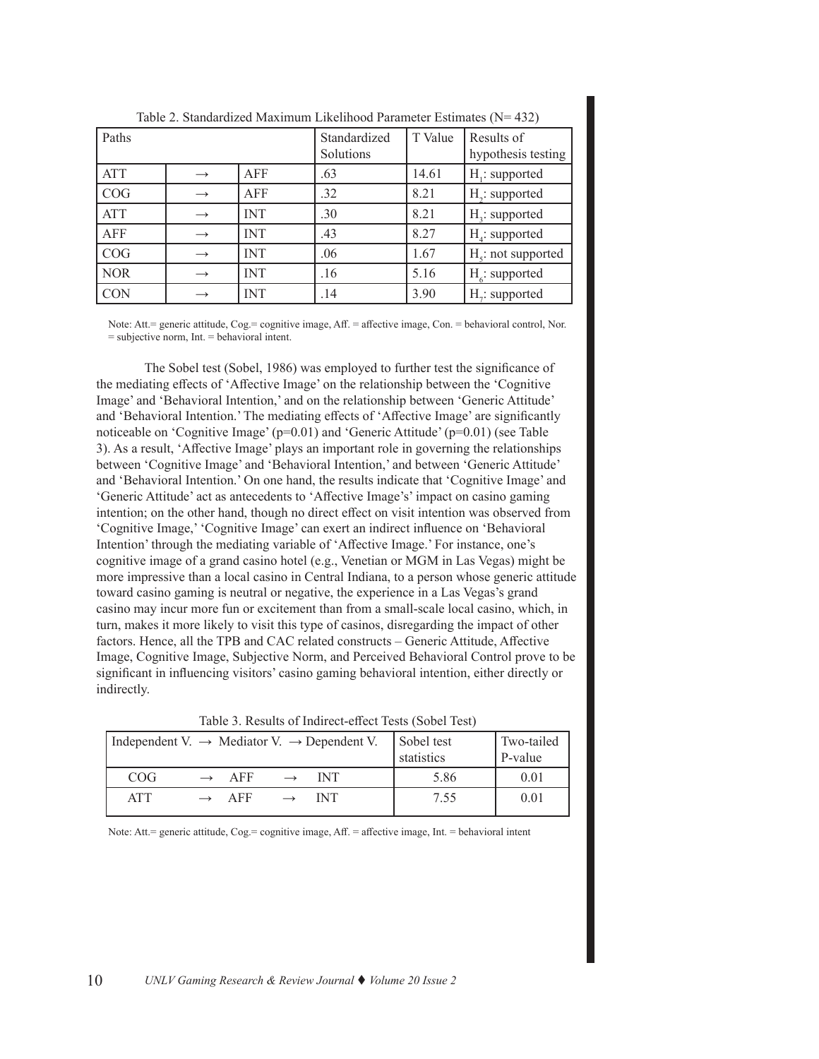Table 2. Standardized Maximum Likelihood Parameter Estimates (N= 432)

| Paths | | | Standardized Solutions | T Value | Results of hypothesis testing |
|---|---|---|---|---|---|
| ATT | → | AFF | .63 | 14.61 | $H_1$: supported |
| COG | → | AFF | .32 | 8.21 | $H_2$: supported |
| ATT | → | INT | .30 | 8.21 | $H_3$: supported |
| AFF | → | INT | .43 | 8.27 | $H_4$: supported |
| COG | → | INT | .06 | 1.67 | $H_5$: not supported |
| NOR | → | INT | .16 | 5.16 | $H_6$: supported |
| CON | → | INT | .14 | 3.90 | $H_7$: supported |

Note: Att.= generic attitude, Cog.= cognitive image, Aff. = affective image, Con. = behavioral control, Nor. = subjective norm, Int. = behavioral intent.

The Sobel test (Sobel, 1986) was employed to further test the significance of the mediating effects of 'Affective Image' on the relationship between the 'Cognitive Image' and 'Behavioral Intention,' and on the relationship between 'Generic Attitude' and 'Behavioral Intention.' The mediating effects of 'Affective Image' are significantly noticeable on 'Cognitive Image' (p=0.01) and 'Generic Attitude' (p=0.01) (see Table 3). As a result, 'Affective Image' plays an important role in governing the relationships between 'Cognitive Image' and 'Behavioral Intention,' and between 'Generic Attitude' and 'Behavioral Intention.' On one hand, the results indicate that 'Cognitive Image' and 'Generic Attitude' act as antecedents to 'Affective Image's' impact on casino gaming intention; on the other hand, though no direct effect on visit intention was observed from 'Cognitive Image,' 'Cognitive Image' can exert an indirect influence on 'Behavioral Intention' through the mediating variable of 'Affective Image.' For instance, one's cognitive image of a grand casino hotel (e.g., Venetian or MGM in Las Vegas) might be more impressive than a local casino in Central Indiana, to a person whose generic attitude toward casino gaming is neutral or negative, the experience in a Las Vegas's grand casino may incur more fun or excitement than from a small-scale local casino, which, in turn, makes it more likely to visit this type of casinos, disregarding the impact of other factors. Hence, all the TPB and CAC related constructs – Generic Attitude, Affective Image, Cognitive Image, Subjective Norm, and Perceived Behavioral Control prove to be significant in influencing visitors' casino gaming behavioral intention, either directly or indirectly.

Table 3. Results of Indirect-effect Tests (Sobel Test)

| Independent V. → Mediator V. → Dependent V. | Sobel test statistics | Two-tailed P-value |
|---|---|---|
| COG → AFF → INT | 5.86 | 0.01 |
| ATT → AFF → INT | 7.55 | 0.01 |

Note: Att.= generic attitude, Cog.= cognitive image, Aff. = affective image, Int. = behavioral intent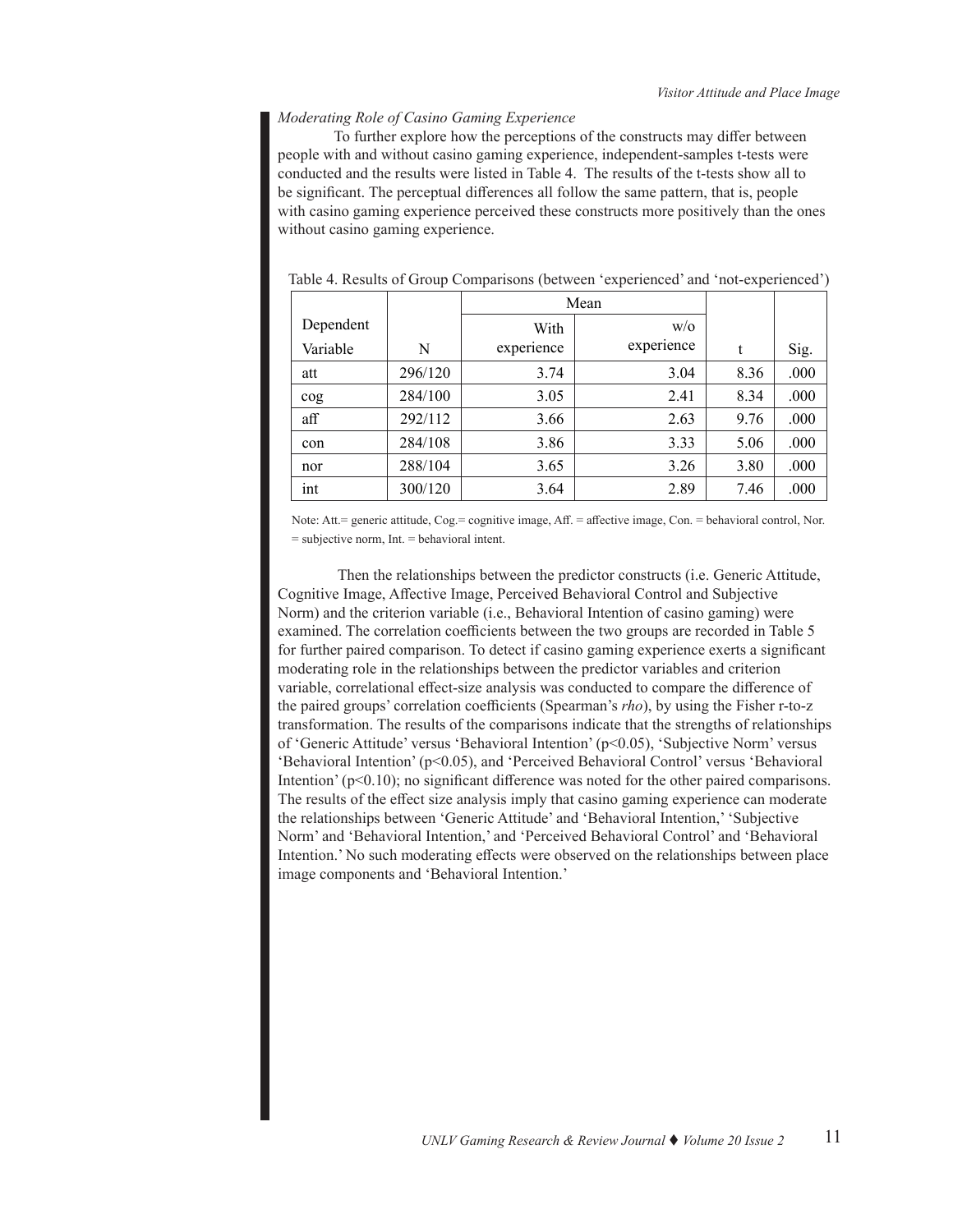*Moderating Role of Casino Gaming Experience*

To further explore how the perceptions of the constructs may differ between people with and without casino gaming experience, independent-samples t-tests were conducted and the results were listed in Table 4. The results of the t-tests show all to be significant. The perceptual differences all follow the same pattern, that is, people with casino gaming experience perceived these constructs more positively than the ones without casino gaming experience.

Table 4. Results of Group Comparisons (between 'experienced' and 'not-experienced')

| Dependent Variable | N | Mean | | t | Sig. |
|---|---|---|---|---|---|
| | | With experience | w/o experience | | |
| att | 296/120 | 3.74 | 3.04 | 8.36 | .000 |
| cog | 284/100 | 3.05 | 2.41 | 8.34 | .000 |
| aff | 292/112 | 3.66 | 2.63 | 9.76 | .000 |
| con | 284/108 | 3.86 | 3.33 | 5.06 | .000 |
| nor | 288/104 | 3.65 | 3.26 | 3.80 | .000 |
| int | 300/120 | 3.64 | 2.89 | 7.46 | .000 |

Note: Att.= generic attitude, Cog.= cognitive image, Aff. = affective image, Con. = behavioral control, Nor. = subjective norm, Int. = behavioral intent.

Then the relationships between the predictor constructs (i.e. Generic Attitude, Cognitive Image, Affective Image, Perceived Behavioral Control and Subjective Norm) and the criterion variable (i.e., Behavioral Intention of casino gaming) were examined. The correlation coefficients between the two groups are recorded in Table 5 for further paired comparison. To detect if casino gaming experience exerts a significant moderating role in the relationships between the predictor variables and criterion variable, correlational effect-size analysis was conducted to compare the difference of the paired groups' correlation coefficients (Spearman's *rho*), by using the Fisher r-to-z transformation. The results of the comparisons indicate that the strengths of relationships of 'Generic Attitude' versus 'Behavioral Intention' ($p<0.05$), 'Subjective Norm' versus 'Behavioral Intention' ($p<0.05$), and 'Perceived Behavioral Control' versus 'Behavioral Intention' ($p<0.10$); no significant difference was noted for the other paired comparisons. The results of the effect size analysis imply that casino gaming experience can moderate the relationships between 'Generic Attitude' and 'Behavioral Intention,' 'Subjective Norm' and 'Behavioral Intention,' and 'Perceived Behavioral Control' and 'Behavioral Intention.' No such moderating effects were observed on the relationships between place image components and 'Behavioral Intention.'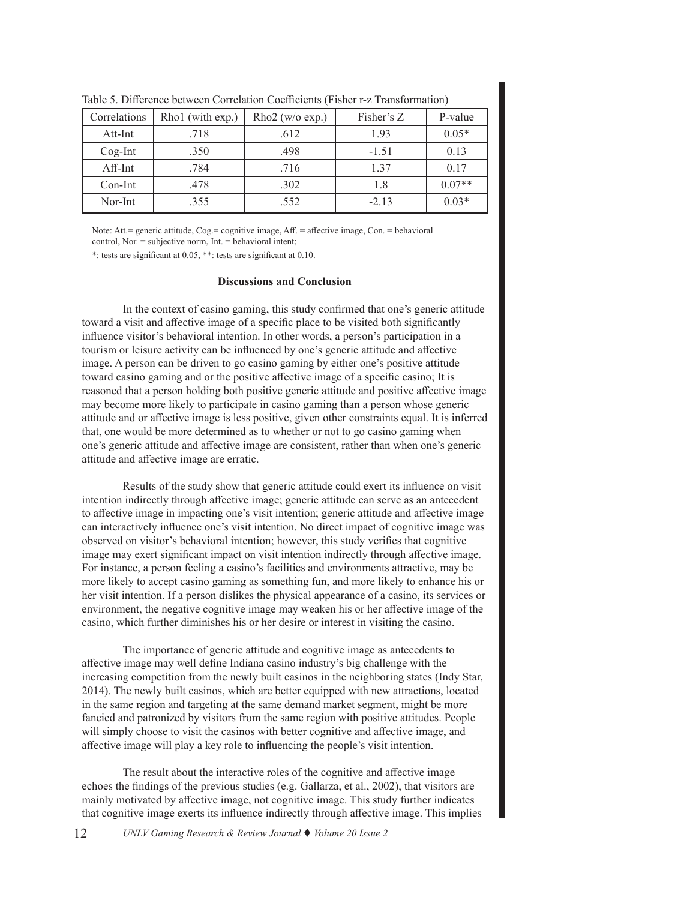Table 5. Difference between Correlation Coefficients (Fisher r-z Transformation)

| Correlations | Rho1 (with exp.) | Rho2 (w/o exp.) | Fisher's Z | P-value |
|---|---|---|---|---|
| Att-Int | .718 | .612 | 1.93 | 0.05* |
| Cog-Int | .350 | .498 | -1.51 | 0.13 |
| Aff-Int | .784 | .716 | 1.37 | 0.17 |
| Con-Int | .478 | .302 | 1.8 | 0.07** |
| Nor-Int | .355 | .552 | -2.13 | 0.03* |

Note: Att.= generic attitude, Cog.= cognitive image, Aff. = affective image, Con. = behavioral control, Nor. = subjective norm, Int. = behavioral intent;

*: tests are significant at 0.05, **: tests are significant at 0.10.

**Discussions and Conclusion**

In the context of casino gaming, this study confirmed that one's generic attitude toward a visit and affective image of a specific place to be visited both significantly influence visitor's behavioral intention. In other words, a person's participation in a tourism or leisure activity can be influenced by one's generic attitude and affective image. A person can be driven to go casino gaming by either one's positive attitude toward casino gaming and or the positive affective image of a specific casino; It is reasoned that a person holding both positive generic attitude and positive affective image may become more likely to participate in casino gaming than a person whose generic attitude and or affective image is less positive, given other constraints equal. It is inferred that, one would be more determined as to whether or not to go casino gaming when one's generic attitude and affective image are consistent, rather than when one's generic attitude and affective image are erratic.

Results of the study show that generic attitude could exert its influence on visit intention indirectly through affective image; generic attitude can serve as an antecedent to affective image in impacting one's visit intention; generic attitude and affective image can interactively influence one's visit intention. No direct impact of cognitive image was observed on visitor's behavioral intention; however, this study verifies that cognitive image may exert significant impact on visit intention indirectly through affective image. For instance, a person feeling a casino's facilities and environments attractive, may be more likely to accept casino gaming as something fun, and more likely to enhance his or her visit intention. If a person dislikes the physical appearance of a casino, its services or environment, the negative cognitive image may weaken his or her affective image of the casino, which further diminishes his or her desire or interest in visiting the casino.

The importance of generic attitude and cognitive image as antecedents to affective image may well define Indiana casino industry's big challenge with the increasing competition from the newly built casinos in the neighboring states (Indy Star, 2014). The newly built casinos, which are better equipped with new attractions, located in the same region and targeting at the same demand market segment, might be more fancied and patronized by visitors from the same region with positive attitudes. People will simply choose to visit the casinos with better cognitive and affective image, and affective image will play a key role to influencing the people's visit intention.

The result about the interactive roles of the cognitive and affective image echoes the findings of the previous studies (e.g. Gallarza, et al., 2002), that visitors are mainly motivated by affective image, not cognitive image. This study further indicates that cognitive image exerts its influence indirectly through affective image. This implies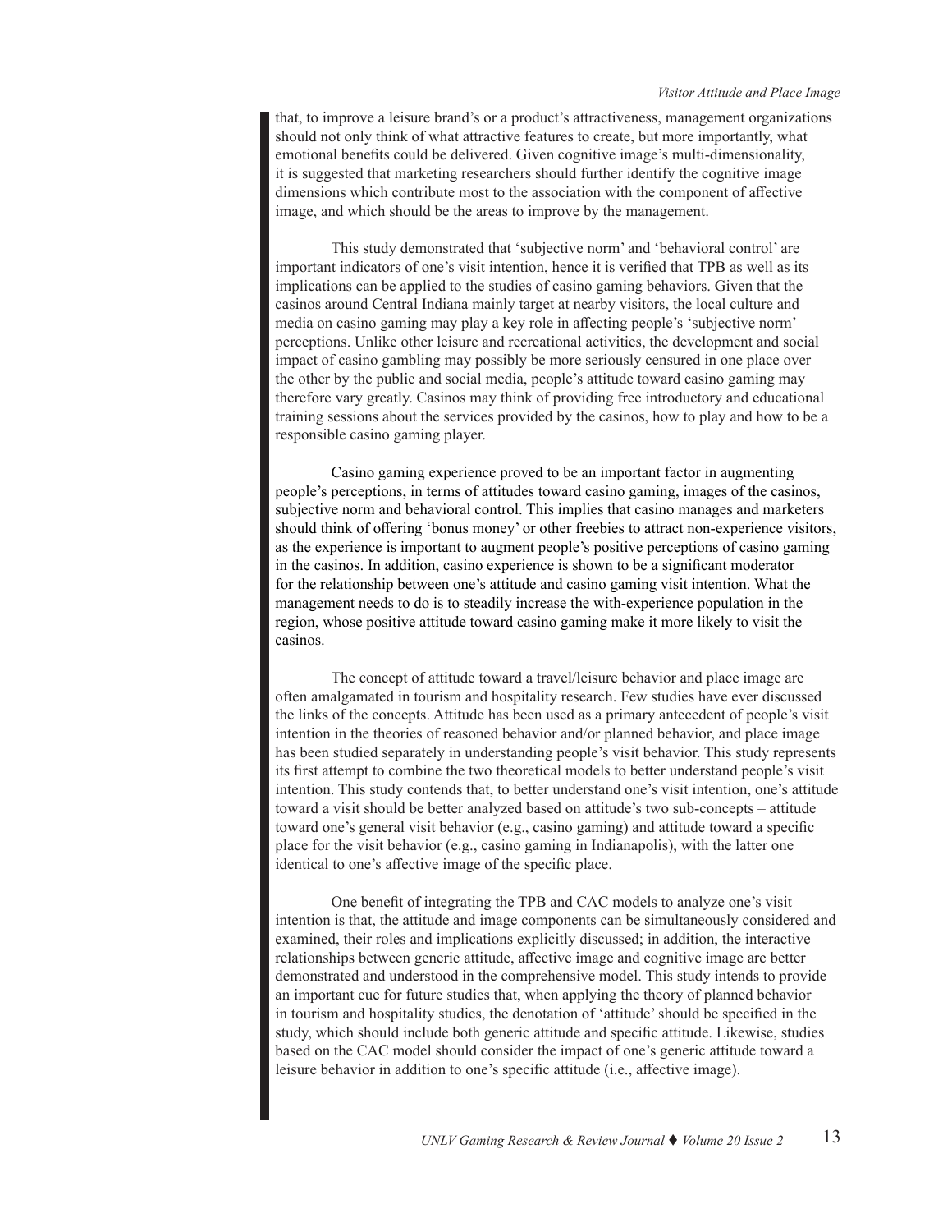that, to improve a leisure brand's or a product's attractiveness, management organizations should not only think of what attractive features to create, but more importantly, what emotional benefits could be delivered. Given cognitive image's multi-dimensionality, it is suggested that marketing researchers should further identify the cognitive image dimensions which contribute most to the association with the component of affective image, and which should be the areas to improve by the management.

This study demonstrated that 'subjective norm' and 'behavioral control' are important indicators of one's visit intention, hence it is verified that TPB as well as its implications can be applied to the studies of casino gaming behaviors. Given that the casinos around Central Indiana mainly target at nearby visitors, the local culture and media on casino gaming may play a key role in affecting people's 'subjective norm' perceptions. Unlike other leisure and recreational activities, the development and social impact of casino gambling may possibly be more seriously censured in one place over the other by the public and social media, people's attitude toward casino gaming may therefore vary greatly. Casinos may think of providing free introductory and educational training sessions about the services provided by the casinos, how to play and how to be a responsible casino gaming player.

Casino gaming experience proved to be an important factor in augmenting people's perceptions, in terms of attitudes toward casino gaming, images of the casinos, subjective norm and behavioral control. This implies that casino manages and marketers should think of offering 'bonus money' or other freebies to attract non-experience visitors, as the experience is important to augment people's positive perceptions of casino gaming in the casinos. In addition, casino experience is shown to be a significant moderator for the relationship between one's attitude and casino gaming visit intention. What the management needs to do is to steadily increase the with-experience population in the region, whose positive attitude toward casino gaming make it more likely to visit the casinos.

The concept of attitude toward a travel/leisure behavior and place image are often amalgamated in tourism and hospitality research. Few studies have ever discussed the links of the concepts. Attitude has been used as a primary antecedent of people's visit intention in the theories of reasoned behavior and/or planned behavior, and place image has been studied separately in understanding people's visit behavior. This study represents its first attempt to combine the two theoretical models to better understand people's visit intention. This study contends that, to better understand one's visit intention, one's attitude toward a visit should be better analyzed based on attitude's two sub-concepts – attitude toward one's general visit behavior (e.g., casino gaming) and attitude toward a specific place for the visit behavior (e.g., casino gaming in Indianapolis), with the latter one identical to one's affective image of the specific place.

One benefit of integrating the TPB and CAC models to analyze one's visit intention is that, the attitude and image components can be simultaneously considered and examined, their roles and implications explicitly discussed; in addition, the interactive relationships between generic attitude, affective image and cognitive image are better demonstrated and understood in the comprehensive model. This study intends to provide an important cue for future studies that, when applying the theory of planned behavior in tourism and hospitality studies, the denotation of 'attitude' should be specified in the study, which should include both generic attitude and specific attitude. Likewise, studies based on the CAC model should consider the impact of one's generic attitude toward a leisure behavior in addition to one's specific attitude (i.e., affective image).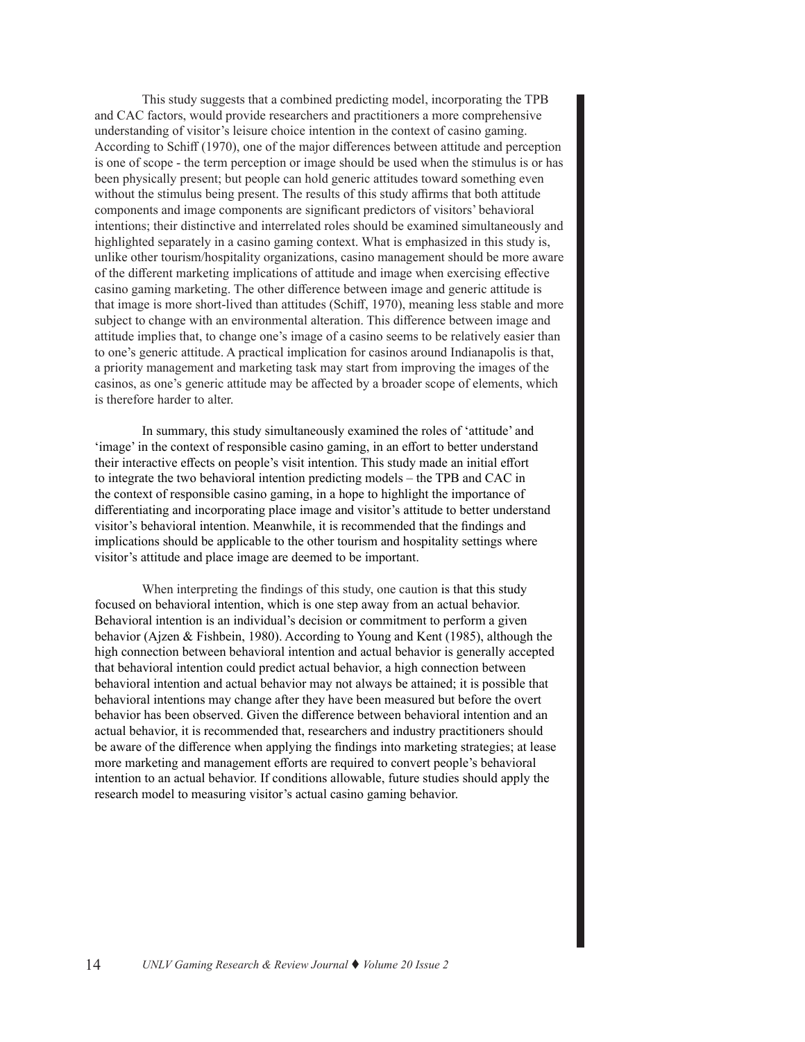This study suggests that a combined predicting model, incorporating the TPB and CAC factors, would provide researchers and practitioners a more comprehensive understanding of visitor's leisure choice intention in the context of casino gaming. According to Schiff (1970), one of the major differences between attitude and perception is one of scope - the term perception or image should be used when the stimulus is or has been physically present; but people can hold generic attitudes toward something even without the stimulus being present. The results of this study affirms that both attitude components and image components are significant predictors of visitors' behavioral intentions; their distinctive and interrelated roles should be examined simultaneously and highlighted separately in a casino gaming context. What is emphasized in this study is, unlike other tourism/hospitality organizations, casino management should be more aware of the different marketing implications of attitude and image when exercising effective casino gaming marketing. The other difference between image and generic attitude is that image is more short-lived than attitudes (Schiff, 1970), meaning less stable and more subject to change with an environmental alteration. This difference between image and attitude implies that, to change one's image of a casino seems to be relatively easier than to one's generic attitude. A practical implication for casinos around Indianapolis is that, a priority management and marketing task may start from improving the images of the casinos, as one's generic attitude may be affected by a broader scope of elements, which is therefore harder to alter.

In summary, this study simultaneously examined the roles of 'attitude' and 'image' in the context of responsible casino gaming, in an effort to better understand their interactive effects on people's visit intention. This study made an initial effort to integrate the two behavioral intention predicting models – the TPB and CAC in the context of responsible casino gaming, in a hope to highlight the importance of differentiating and incorporating place image and visitor's attitude to better understand visitor's behavioral intention. Meanwhile, it is recommended that the findings and implications should be applicable to the other tourism and hospitality settings where visitor's attitude and place image are deemed to be important.

When interpreting the findings of this study, one caution is that this study focused on behavioral intention, which is one step away from an actual behavior. Behavioral intention is an individual's decision or commitment to perform a given behavior (Ajzen & Fishbein, 1980). According to Young and Kent (1985), although the high connection between behavioral intention and actual behavior is generally accepted that behavioral intention could predict actual behavior, a high connection between behavioral intention and actual behavior may not always be attained; it is possible that behavioral intentions may change after they have been measured but before the overt behavior has been observed. Given the difference between behavioral intention and an actual behavior, it is recommended that, researchers and industry practitioners should be aware of the difference when applying the findings into marketing strategies; at lease more marketing and management efforts are required to convert people's behavioral intention to an actual behavior. If conditions allowable, future studies should apply the research model to measuring visitor's actual casino gaming behavior.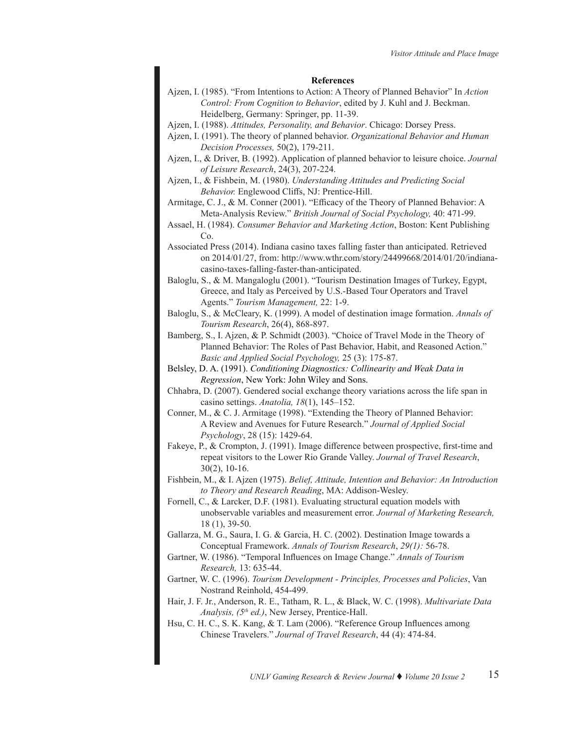**References**

Ajzen, I. (1985). "From Intentions to Action: A Theory of Planned Behavior" In *Action Control: From Cognition to Behavior*, edited by J. Kuhl and J. Beckman. Heidelberg, Germany: Springer, pp. 11-39.

Ajzen, I. (1988). *Attitudes, Personality, and Behavior*. Chicago: Dorsey Press.

Ajzen, I. (1991). The theory of planned behavior. *Organizational Behavior and Human Decision Processes,* 50(2), 179-211.

Ajzen, I., & Driver, B. (1992). Application of planned behavior to leisure choice. *Journal of Leisure Research*, 24(3), 207-224.

Ajzen, I., & Fishbein, M. (1980). *Understanding Attitudes and Predicting Social Behavior.* Englewood Cliffs, NJ: Prentice-Hill.

Armitage, C. J., & M. Conner (2001). "Efficacy of the Theory of Planned Behavior: A Meta-Analysis Review." *British Journal of Social Psychology,* 40: 471-99.

Assael, H. (1984). *Consumer Behavior and Marketing Action*, Boston: Kent Publishing Co.

Associated Press (2014). Indiana casino taxes falling faster than anticipated. Retrieved on 2014/01/27, from: http://www.wthr.com/story/24499668/2014/01/20/indiana-casino-taxes-falling-faster-than-anticipated.

Baloglu, S., & M. Mangaloglu (2001). "Tourism Destination Images of Turkey, Egypt, Greece, and Italy as Perceived by U.S.-Based Tour Operators and Travel Agents." *Tourism Management,* 22: 1-9.

Baloglu, S., & McCleary, K. (1999). A model of destination image formation. *Annals of Tourism Research*, 26(4), 868-897.

Bamberg, S., I. Ajzen, & P. Schmidt (2003). "Choice of Travel Mode in the Theory of Planned Behavior: The Roles of Past Behavior, Habit, and Reasoned Action." *Basic and Applied Social Psychology,* 25 (3): 175-87.

Belsley, D. A. (1991). *Conditioning Diagnostics: Collinearity and Weak Data in Regression*, New York: John Wiley and Sons.

Chhabra, D. (2007). Gendered social exchange theory variations across the life span in casino settings. *Anatolia, 18*(1), 145–152.

Conner, M., & C. J. Armitage (1998). "Extending the Theory of Planned Behavior: A Review and Avenues for Future Research." *Journal of Applied Social Psychology*, 28 (15): 1429-64.

Fakeye, P., & Crompton, J. (1991). Image difference between prospective, first-time and repeat visitors to the Lower Rio Grande Valley. *Journal of Travel Research*, 30(2), 10-16.

Fishbein, M., & I. Ajzen (1975). *Belief, Attitude, Intention and Behavior: An Introduction to Theory and Research Reading*, MA: Addison-Wesley.

Fornell, C., & Larcker, D.F. (1981). Evaluating structural equation models with unobservable variables and measurement error. *Journal of Marketing Research,* 18 (1), 39-50.

Gallarza, M. G., Saura, I. G. & Garcia, H. C. (2002). Destination Image towards a Conceptual Framework. *Annals of Tourism Research*, *29(1):* 56-78.

Gartner, W. (1986). "Temporal Influences on Image Change." *Annals of Tourism Research,* 13: 635-44.

Gartner, W. C. (1996). *Tourism Development - Principles, Processes and Policies*, Van Nostrand Reinhold, 454-499.

Hair, J. F. Jr., Anderson, R. E., Tatham, R. L., & Black, W. C. (1998). *Multivariate Data Analysis, (5th ed.)*, New Jersey, Prentice-Hall.

Hsu, C. H. C., S. K. Kang, & T. Lam (2006). "Reference Group Influences among Chinese Travelers." *Journal of Travel Research*, 44 (4): 474-84.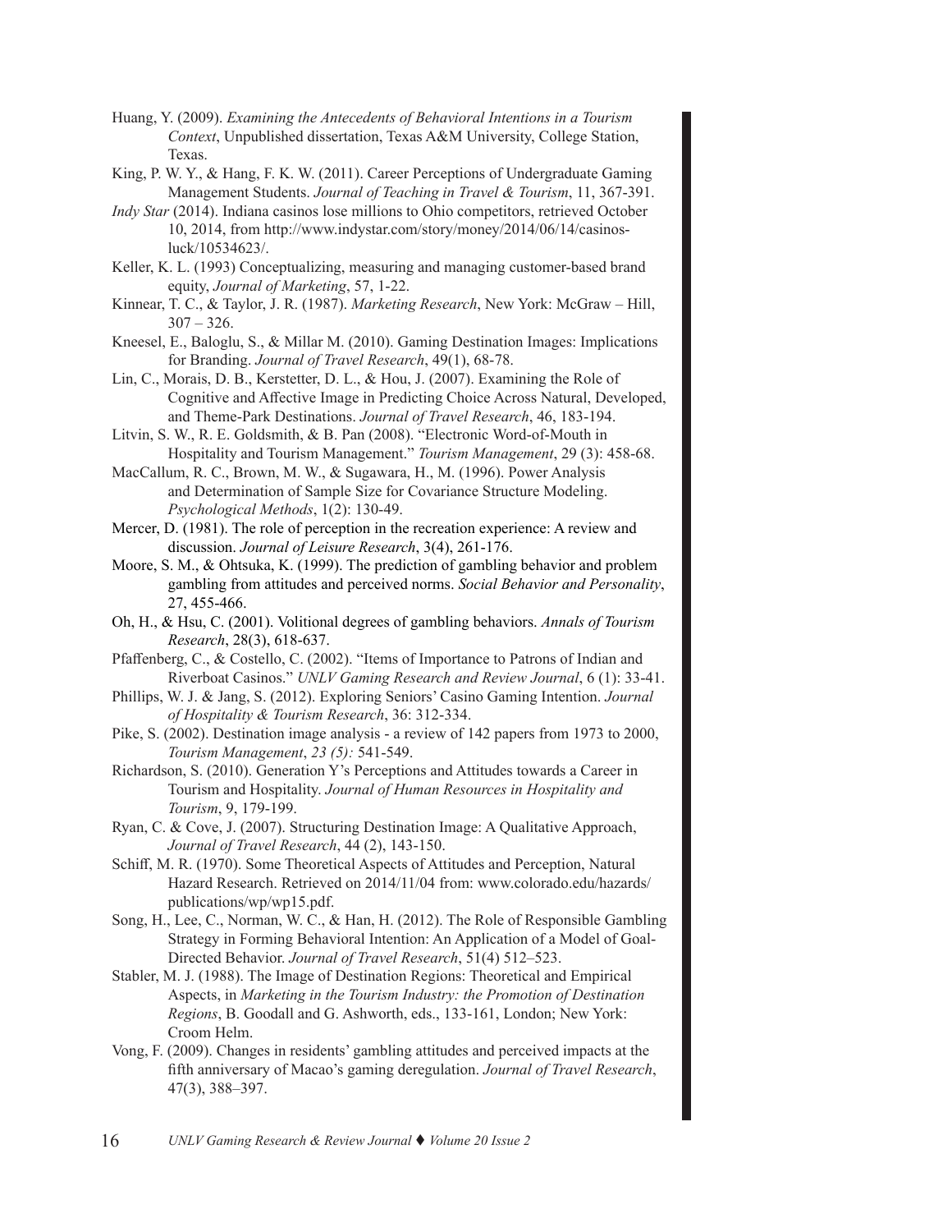Huang, Y. (2009). *Examining the Antecedents of Behavioral Intentions in a Tourism Context*, Unpublished dissertation, Texas A&M University, College Station, Texas.

King, P. W. Y., & Hang, F. K. W. (2011). Career Perceptions of Undergraduate Gaming Management Students. *Journal of Teaching in Travel & Tourism*, 11, 367-391.

*Indy Star* (2014). Indiana casinos lose millions to Ohio competitors, retrieved October 10, 2014, from http://www.indystar.com/story/money/2014/06/14/casinos-luck/10534623/.

Keller, K. L. (1993) Conceptualizing, measuring and managing customer-based brand equity, *Journal of Marketing*, 57, 1-22.

Kinnear, T. C., & Taylor, J. R. (1987). *Marketing Research*, New York: McGraw – Hill, 307 – 326.

Kneesel, E., Baloglu, S., & Millar M. (2010). Gaming Destination Images: Implications for Branding. *Journal of Travel Research*, 49(1), 68-78.

Lin, C., Morais, D. B., Kerstetter, D. L., & Hou, J. (2007). Examining the Role of Cognitive and Affective Image in Predicting Choice Across Natural, Developed, and Theme-Park Destinations. *Journal of Travel Research*, 46, 183-194.

Litvin, S. W., R. E. Goldsmith, & B. Pan (2008). "Electronic Word-of-Mouth in Hospitality and Tourism Management." *Tourism Management*, 29 (3): 458-68.

MacCallum, R. C., Brown, M. W., & Sugawara, H., M. (1996). Power Analysis and Determination of Sample Size for Covariance Structure Modeling. *Psychological Methods*, 1(2): 130-49.

Mercer, D. (1981). The role of perception in the recreation experience: A review and discussion. *Journal of Leisure Research*, 3(4), 261-176.

Moore, S. M., & Ohtsuka, K. (1999). The prediction of gambling behavior and problem gambling from attitudes and perceived norms. *Social Behavior and Personality*, 27, 455-466.

Oh, H., & Hsu, C. (2001). Volitional degrees of gambling behaviors. *Annals of Tourism Research*, 28(3), 618-637.

Pfaffenberg, C., & Costello, C. (2002). "Items of Importance to Patrons of Indian and Riverboat Casinos." *UNLV Gaming Research and Review Journal*, 6 (1): 33-41.

Phillips, W. J. & Jang, S. (2012). Exploring Seniors' Casino Gaming Intention. *Journal of Hospitality & Tourism Research*, 36: 312-334.

Pike, S. (2002). Destination image analysis - a review of 142 papers from 1973 to 2000, *Tourism Management*, *23 (5):* 541-549.

Richardson, S. (2010). Generation Y's Perceptions and Attitudes towards a Career in Tourism and Hospitality. *Journal of Human Resources in Hospitality and Tourism*, 9, 179-199.

Ryan, C. & Cove, J. (2007). Structuring Destination Image: A Qualitative Approach, *Journal of Travel Research*, 44 (2), 143-150.

Schiff, M. R. (1970). Some Theoretical Aspects of Attitudes and Perception, Natural Hazard Research. Retrieved on 2014/11/04 from: www.colorado.edu/hazards/publications/wp/wp15.pdf.

Song, H., Lee, C., Norman, W. C., & Han, H. (2012). The Role of Responsible Gambling Strategy in Forming Behavioral Intention: An Application of a Model of Goal-Directed Behavior. *Journal of Travel Research*, 51(4) 512–523.

Stabler, M. J. (1988). The Image of Destination Regions: Theoretical and Empirical Aspects, in *Marketing in the Tourism Industry: the Promotion of Destination Regions*, B. Goodall and G. Ashworth, eds., 133-161, London; New York: Croom Helm.

Vong, F. (2009). Changes in residents' gambling attitudes and perceived impacts at the fifth anniversary of Macao's gaming deregulation. *Journal of Travel Research*, 47(3), 388–397.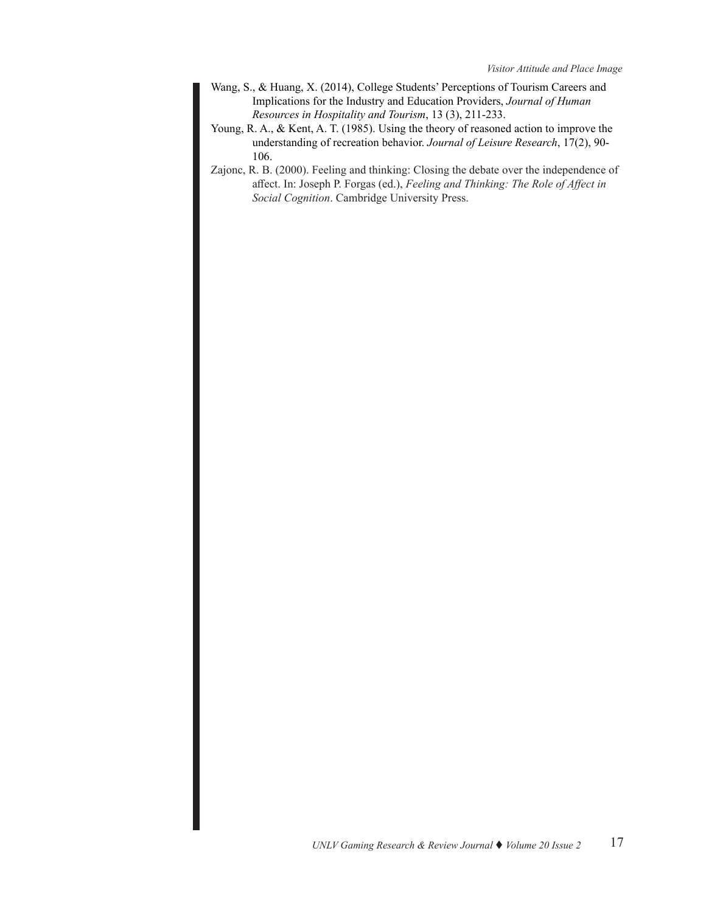Wang, S., & Huang, X. (2014), College Students' Perceptions of Tourism Careers and Implications for the Industry and Education Providers, *Journal of Human Resources in Hospitality and Tourism*, 13 (3), 211-233.

Young, R. A., & Kent, A. T. (1985). Using the theory of reasoned action to improve the understanding of recreation behavior. *Journal of Leisure Research*, 17(2), 90-106.

Zajonc, R. B. (2000). Feeling and thinking: Closing the debate over the independence of affect. In: Joseph P. Forgas (ed.), *Feeling and Thinking: The Role of Affect in Social Cognition*. Cambridge University Press.